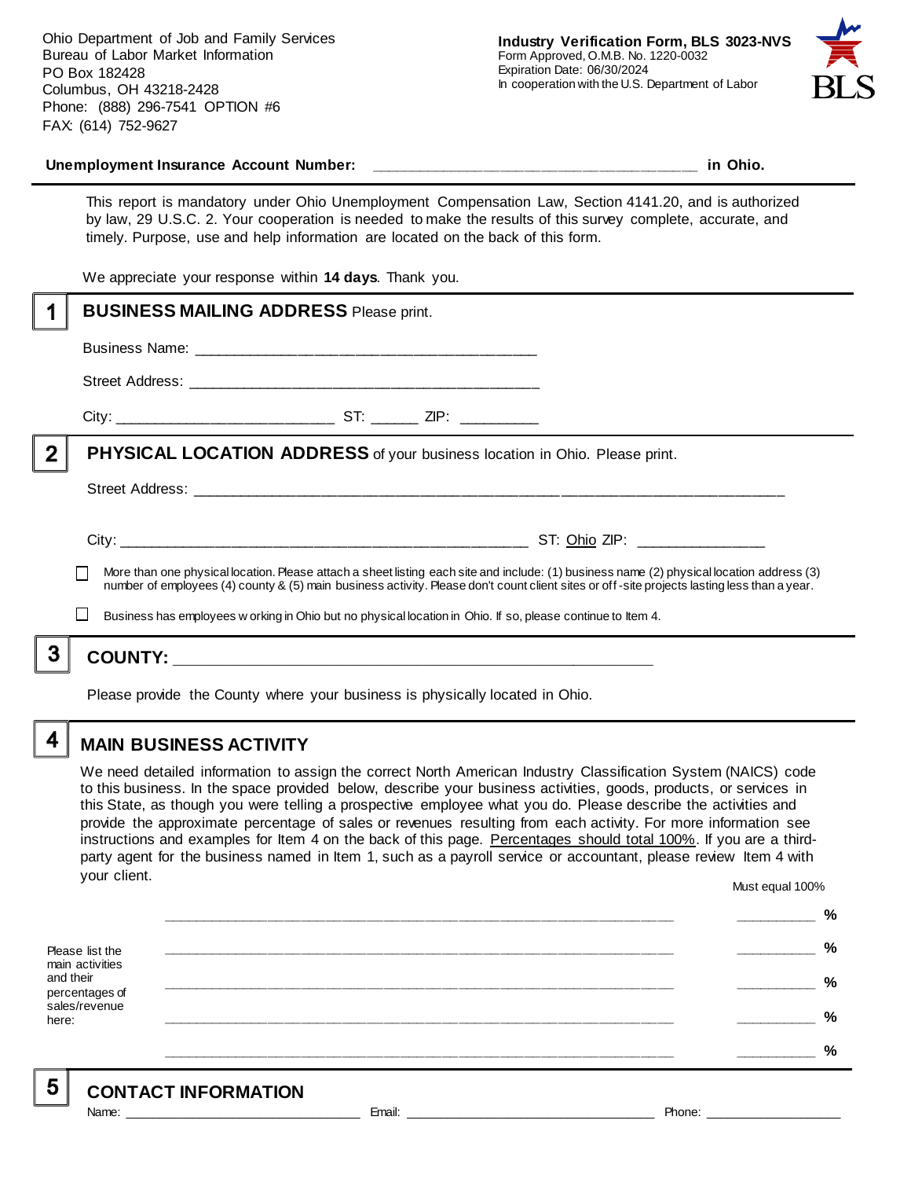Ohio Department of Job and Family Services
Bureau of Labor Market Information
PO Box 182428
Columbus, OH 43218-2428
Phone: (888) 296-7541 OPTION #6
FAX: (614) 752-9627

**Industry Verification Form, BLS 3023-NVS**
Form Approved, O.M.B. No. 1220-0032
Expiration Date: 06/30/2024
In cooperation with the U.S. Department of Labor

BLS

**Unemployment Insurance Account Number:** ______________________________________ **in Ohio.**

This report is mandatory under Ohio Unemployment Compensation Law, Section 4141.20, and is authorized by law, 29 U.S.C. 2. Your cooperation is needed to make the results of this survey complete, accurate, and timely. Purpose, use and help information are located on the back of this form.

We appreciate your response within **14 days**. Thank you.

## 1 BUSINESS MAILING ADDRESS

Please print.

Business Name: ________________________________________

Street Address: ________________________________________

City: __________________________ ST: ______ ZIP: __________

## 2 PHYSICAL LOCATION ADDRESS

of your business location in Ohio. Please print.

Street Address: ______________________________________________________________________

City: ________________________________________________ ST: Ohio ZIP: _______________

☐ More than one physical location. Please attach a sheet listing each site and include: (1) business name (2) physical location address (3) number of employees (4) county & (5) main business activity. Please don't count client sites or off-site projects lasting less than a year.

☐ Business has employees working in Ohio but no physical location in Ohio. If so, please continue to Item 4.

## 3 COUNTY: ________________________________________________

Please provide the County where your business is physically located in Ohio.

## 4 MAIN BUSINESS ACTIVITY

We need detailed information to assign the correct North American Industry Classification System (NAICS) code to this business. In the space provided below, describe your business activities, goods, products, or services in this State, as though you were telling a prospective employee what you do. Please describe the activities and provide the approximate percentage of sales or revenues resulting from each activity. For more information see instructions and examples for Item 4 on the back of this page. Percentages should total 100%. If you are a third-party agent for the business named in Item 1, such as a payroll service or accountant, please review Item 4 with your client.

Please list the main activities and their percentages of sales/revenue here:

| Activity | Must equal 100% |
|---|---|
| ____________________________________________ | ________ % |
| ____________________________________________ | ________ % |
| ____________________________________________ | ________ % |
| ____________________________________________ | ________ % |
| ____________________________________________ | ________ % |

## 5 CONTACT INFORMATION

Name: ______________________ Email: ______________________ Phone: ______________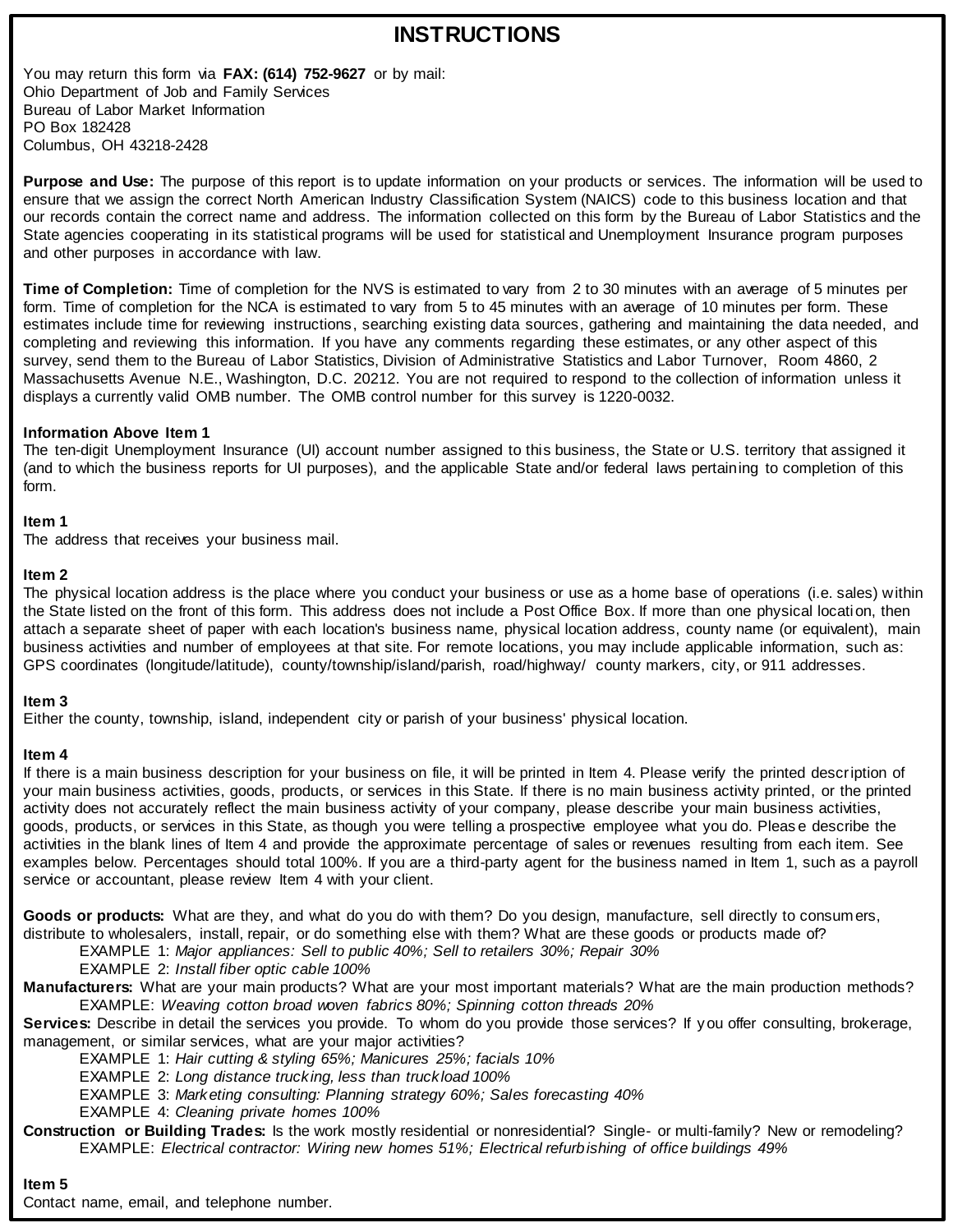# INSTRUCTIONS

You may return this form via **FAX: (614) 752-9627** or by mail:
Ohio Department of Job and Family Services
Bureau of Labor Market Information
PO Box 182428
Columbus, OH 43218-2428

**Purpose and Use:** The purpose of this report is to update information on your products or services. The information will be used to ensure that we assign the correct North American Industry Classification System (NAICS) code to this business location and that our records contain the correct name and address. The information collected on this form by the Bureau of Labor Statistics and the State agencies cooperating in its statistical programs will be used for statistical and Unemployment Insurance program purposes and other purposes in accordance with law.

**Time of Completion:** Time of completion for the NVS is estimated to vary from 2 to 30 minutes with an average of 5 minutes per form. Time of completion for the NCA is estimated to vary from 5 to 45 minutes with an average of 10 minutes per form. These estimates include time for reviewing instructions, searching existing data sources, gathering and maintaining the data needed, and completing and reviewing this information. If you have any comments regarding these estimates, or any other aspect of this survey, send them to the Bureau of Labor Statistics, Division of Administrative Statistics and Labor Turnover, Room 4860, 2 Massachusetts Avenue N.E., Washington, D.C. 20212. You are not required to respond to the collection of information unless it displays a currently valid OMB number. The OMB control number for this survey is 1220-0032.

**Information Above Item 1**
The ten-digit Unemployment Insurance (UI) account number assigned to this business, the State or U.S. territory that assigned it (and to which the business reports for UI purposes), and the applicable State and/or federal laws pertaining to completion of this form.

**Item 1**
The address that receives your business mail.

**Item 2**
The physical location address is the place where you conduct your business or use as a home base of operations (i.e. sales) within the State listed on the front of this form. This address does not include a Post Office Box. If more than one physical location, then attach a separate sheet of paper with each location's business name, physical location address, county name (or equivalent), main business activities and number of employees at that site. For remote locations, you may include applicable information, such as: GPS coordinates (longitude/latitude), county/township/island/parish, road/highway/ county markers, city, or 911 addresses.

**Item 3**
Either the county, township, island, independent city or parish of your business' physical location.

**Item 4**
If there is a main business description for your business on file, it will be printed in Item 4. Please verify the printed description of your main business activities, goods, products, or services in this State. If there is no main business activity printed, or the printed activity does not accurately reflect the main business activity of your company, please describe your main business activities, goods, products, or services in this State, as though you were telling a prospective employee what you do. Please describe the activities in the blank lines of Item 4 and provide the approximate percentage of sales or revenues resulting from each item. See examples below. Percentages should total 100%. If you are a third-party agent for the business named in Item 1, such as a payroll service or accountant, please review Item 4 with your client.

**Goods or products:** What are they, and what do you do with them? Do you design, manufacture, sell directly to consumers, distribute to wholesalers, install, repair, or do something else with them? What are these goods or products made of?

EXAMPLE 1: *Major appliances: Sell to public 40%; Sell to retailers 30%; Repair 30%*
EXAMPLE 2: *Install fiber optic cable 100%*

**Manufacturers:** What are your main products? What are your most important materials? What are the main production methods?

EXAMPLE: *Weaving cotton broad woven fabrics 80%; Spinning cotton threads 20%*

**Services:** Describe in detail the services you provide. To whom do you provide those services? If you offer consulting, brokerage, management, or similar services, what are your major activities?

EXAMPLE 1: *Hair cutting & styling 65%; Manicures 25%; facials 10%*
EXAMPLE 2: *Long distance trucking, less than truckload 100%*
EXAMPLE 3: *Marketing consulting: Planning strategy 60%; Sales forecasting 40%*
EXAMPLE 4: *Cleaning private homes 100%*

**Construction or Building Trades:** Is the work mostly residential or nonresidential? Single- or multi-family? New or remodeling?

EXAMPLE: *Electrical contractor: Wiring new homes 51%; Electrical refurbishing of office buildings 49%*

**Item 5**
Contact name, email, and telephone number.